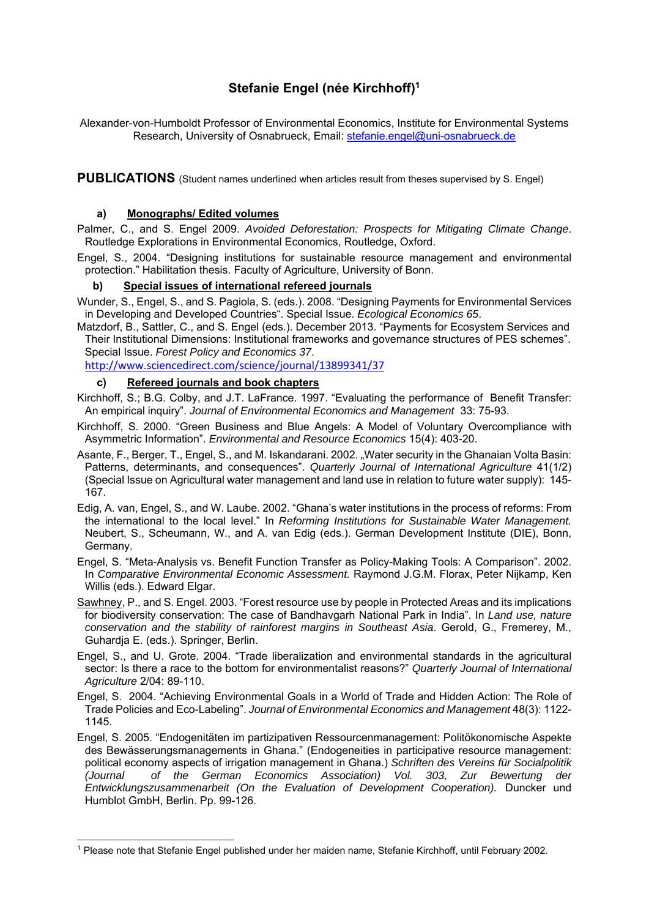# Stefanie Engel (née Kirchhoff)[1]

Alexander-von-Humboldt Professor of Environmental Economics, Institute for Environmental Systems Research, University of Osnabrueck, Email: stefanie.engel@uni-osnabrueck.de

## PUBLICATIONS (Student names underlined when articles result from theses supervised by S. Engel)

### a) Monographs/ Edited volumes

Palmer, C., and S. Engel 2009. *Avoided Deforestation: Prospects for Mitigating Climate Change*. Routledge Explorations in Environmental Economics, Routledge, Oxford.

Engel, S., 2004. "Designing institutions for sustainable resource management and environmental protection." Habilitation thesis. Faculty of Agriculture, University of Bonn.

### b) Special issues of international refereed journals

Wunder, S., Engel, S., and S. Pagiola, S. (eds.). 2008. "Designing Payments for Environmental Services in Developing and Developed Countries". Special Issue. *Ecological Economics 65*.

Matzdorf, B., Sattler, C., and S. Engel (eds.). December 2013. "Payments for Ecosystem Services and Their Institutional Dimensions: Institutional frameworks and governance structures of PES schemes". Special Issue. *Forest Policy and Economics 37*. http://www.sciencedirect.com/science/journal/13899341/37

### c) Refereed journals and book chapters

Kirchhoff, S.; B.G. Colby, and J.T. LaFrance. 1997. "Evaluating the performance of Benefit Transfer: An empirical inquiry". *Journal of Environmental Economics and Management* 33: 75-93.

Kirchhoff, S. 2000. "Green Business and Blue Angels: A Model of Voluntary Overcompliance with Asymmetric Information". *Environmental and Resource Economics* 15(4): 403-20.

Asante, F., Berger, T., Engel, S., and M. Iskandarani. 2002. „Water security in the Ghanaian Volta Basin: Patterns, determinants, and consequences". *Quarterly Journal of International Agriculture* 41(1/2) (Special Issue on Agricultural water management and land use in relation to future water supply): 145-167.

Edig, A. van, Engel, S., and W. Laube. 2002. "Ghana's water institutions in the process of reforms: From the international to the local level." In *Reforming Institutions for Sustainable Water Management.* Neubert, S., Scheumann, W., and A. van Edig (eds.). German Development Institute (DIE), Bonn, Germany.

Engel, S. "Meta-Analysis vs. Benefit Function Transfer as Policy-Making Tools: A Comparison". 2002. In *Comparative Environmental Economic Assessment.* Raymond J.G.M. Florax, Peter Nijkamp, Ken Willis (eds.). Edward Elgar.

<u>Sawhney</u>, P., and S. Engel. 2003. "Forest resource use by people in Protected Areas and its implications for biodiversity conservation: The case of Bandhavgarh National Park in India". In *Land use, nature conservation and the stability of rainforest margins in Southeast Asia*. Gerold, G., Fremerey, M., Guhardja E. (eds.). Springer, Berlin.

Engel, S., and U. Grote. 2004. "Trade liberalization and environmental standards in the agricultural sector: Is there a race to the bottom for environmentalist reasons?" *Quarterly Journal of International Agriculture* 2/04: 89-110.

Engel, S. 2004. "Achieving Environmental Goals in a World of Trade and Hidden Action: The Role of Trade Policies and Eco-Labeling". *Journal of Environmental Economics and Management* 48(3): 1122-1145.

Engel, S. 2005. "Endogenitäten im partizipativen Ressourcenmanagement: Politökonomische Aspekte des Bewässerungsmanagements in Ghana." (Endogeneities in participative resource management: political economy aspects of irrigation management in Ghana.) *Schriften des Vereins für Socialpolitik (Journal of the German Economics Association) Vol. 303, Zur Bewertung der Entwicklungszusammenarbeit (On the Evaluation of Development Cooperation).* Duncker und Humblot GmbH, Berlin. Pp. 99-126.

---

[1] Please note that Stefanie Engel published under her maiden name, Stefanie Kirchhoff, until February 2002.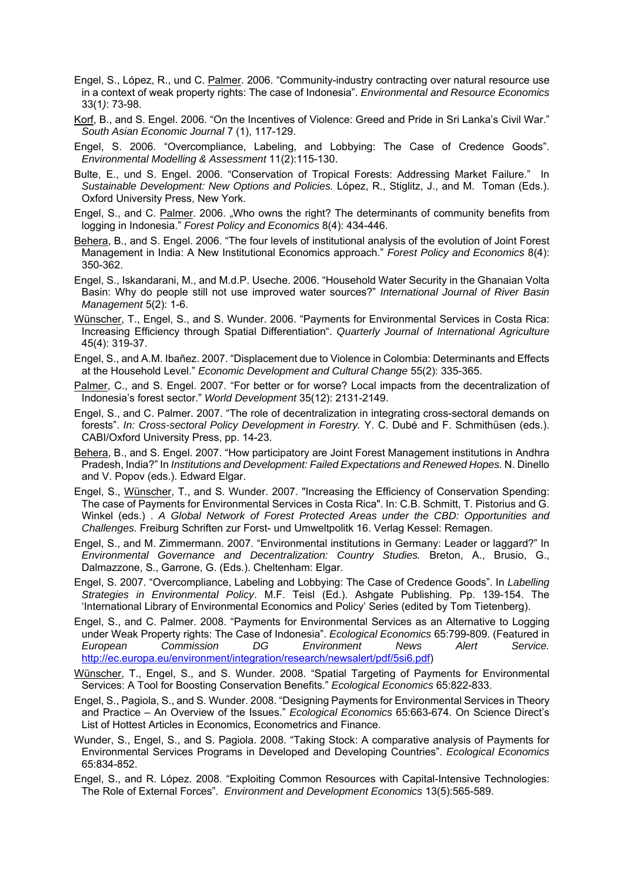Engel, S., López, R., und C. Palmer. 2006. "Community-industry contracting over natural resource use in a context of weak property rights: The case of Indonesia". *Environmental and Resource Economics* 33(1): 73-98.

Korf, B., and S. Engel. 2006. "On the Incentives of Violence: Greed and Pride in Sri Lanka's Civil War." *South Asian Economic Journal* 7 (1), 117-129.

Engel, S. 2006. "Overcompliance, Labeling, and Lobbying: The Case of Credence Goods". *Environmental Modelling & Assessment* 11(2):115-130.

Bulte, E., und S. Engel. 2006. "Conservation of Tropical Forests: Addressing Market Failure." In *Sustainable Development: New Options and Policies.* López, R., Stiglitz, J., and M. Toman (Eds.). Oxford University Press, New York.

Engel, S., and C. Palmer. 2006. „Who owns the right? The determinants of community benefits from logging in Indonesia." *Forest Policy and Economics* 8(4): 434-446.

Behera, B., and S. Engel. 2006. "The four levels of institutional analysis of the evolution of Joint Forest Management in India: A New Institutional Economics approach." *Forest Policy and Economics* 8(4): 350-362.

Engel, S., Iskandarani, M., and M.d.P. Useche. 2006. "Household Water Security in the Ghanaian Volta Basin: Why do people still not use improved water sources?" *International Journal of River Basin Management* 5(2): 1-6.

Wünscher, T., Engel, S., and S. Wunder. 2006. "Payments for Environmental Services in Costa Rica: Increasing Efficiency through Spatial Differentiation". *Quarterly Journal of International Agriculture* 45(4): 319-37.

Engel, S., and A.M. Ibañez. 2007. "Displacement due to Violence in Colombia: Determinants and Effects at the Household Level." *Economic Development and Cultural Change* 55(2): 335-365.

Palmer, C., and S. Engel. 2007. "For better or for worse? Local impacts from the decentralization of Indonesia's forest sector." *World Development* 35(12): 2131-2149.

Engel, S., and C. Palmer. 2007. "The role of decentralization in integrating cross-sectoral demands on forests". *In: Cross-sectoral Policy Development in Forestry.* Y. C. Dubé and F. Schmithüsen (eds.). CABI/Oxford University Press, pp. 14-23.

Behera, B., and S. Engel. 2007. "How participatory are Joint Forest Management institutions in Andhra Pradesh, India?" In *Institutions and Development: Failed Expectations and Renewed Hopes.* N. Dinello and V. Popov (eds.). Edward Elgar.

Engel, S., Wünscher, T., and S. Wunder. 2007. "Increasing the Efficiency of Conservation Spending: The case of Payments for Environmental Services in Costa Rica". In: C.B. Schmitt, T. Pistorius and G. Winkel (eds.) . *A Global Network of Forest Protected Areas under the CBD: Opportunities and Challenges.* Freiburg Schriften zur Forst- und Umweltpolitk 16. Verlag Kessel: Remagen.

Engel, S., and M. Zimmermann. 2007. "Environmental institutions in Germany: Leader or laggard?" In *Environmental Governance and Decentralization: Country Studies.* Breton, A., Brusio, G., Dalmazzone, S., Garrone, G. (Eds.). Cheltenham: Elgar.

Engel, S. 2007. "Overcompliance, Labeling and Lobbying: The Case of Credence Goods". In *Labelling Strategies in Environmental Policy*. M.F. Teisl (Ed.). Ashgate Publishing. Pp. 139-154. The 'International Library of Environmental Economics and Policy' Series (edited by Tom Tietenberg).

Engel, S., and C. Palmer. 2008. "Payments for Environmental Services as an Alternative to Logging under Weak Property rights: The Case of Indonesia". *Ecological Economics* 65:799-809. (Featured in *European Commission DG Environment News Alert Service.* http://ec.europa.eu/environment/integration/research/newsalert/pdf/5si6.pdf)

Wünscher, T., Engel, S., and S. Wunder. 2008. "Spatial Targeting of Payments for Environmental Services: A Tool for Boosting Conservation Benefits." *Ecological Economics* 65:822-833.

Engel, S., Pagiola, S., and S. Wunder. 2008. "Designing Payments for Environmental Services in Theory and Practice – An Overview of the Issues." *Ecological Economics* 65:663-674. On Science Direct's List of Hottest Articles in Economics, Econometrics and Finance.

Wunder, S., Engel, S., and S. Pagiola. 2008. "Taking Stock: A comparative analysis of Payments for Environmental Services Programs in Developed and Developing Countries". *Ecological Economics* 65:834-852.

Engel, S., and R. López. 2008. "Exploiting Common Resources with Capital-Intensive Technologies: The Role of External Forces". *Environment and Development Economics* 13(5):565-589.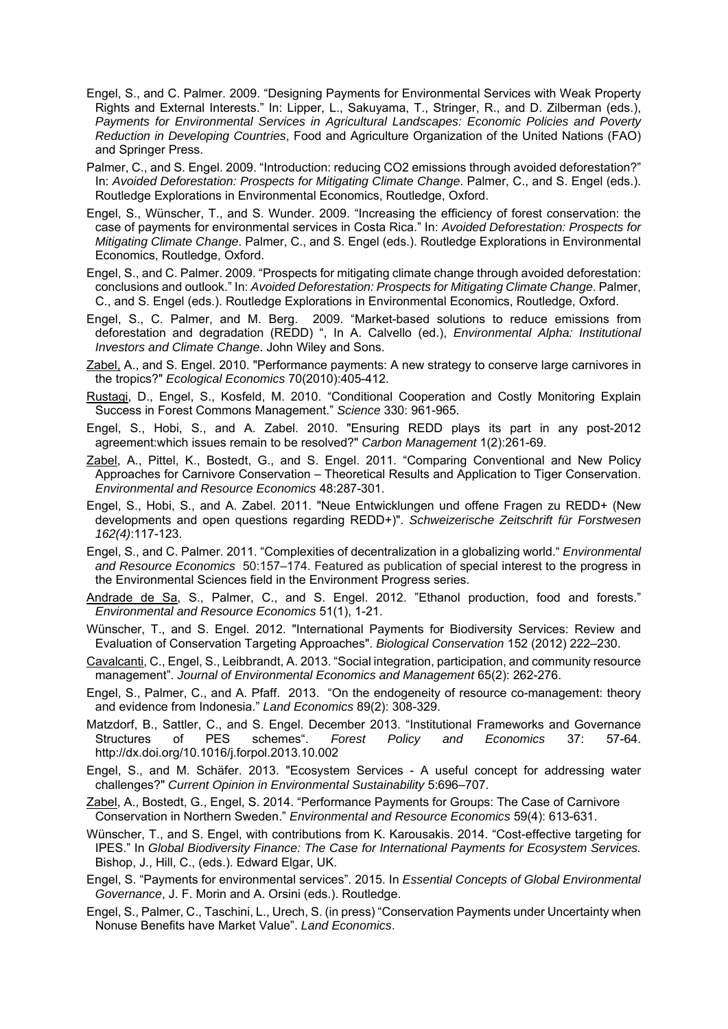Engel, S., and C. Palmer. 2009. "Designing Payments for Environmental Services with Weak Property Rights and External Interests." In: Lipper, L., Sakuyama, T., Stringer, R., and D. Zilberman (eds.), *Payments for Environmental Services in Agricultural Landscapes: Economic Policies and Poverty Reduction in Developing Countries*, Food and Agriculture Organization of the United Nations (FAO) and Springer Press.

Palmer, C., and S. Engel. 2009. "Introduction: reducing CO2 emissions through avoided deforestation?" In: *Avoided Deforestation: Prospects for Mitigating Climate Change*. Palmer, C., and S. Engel (eds.). Routledge Explorations in Environmental Economics, Routledge, Oxford.

Engel, S., Wünscher, T., and S. Wunder. 2009. "Increasing the efficiency of forest conservation: the case of payments for environmental services in Costa Rica." In: *Avoided Deforestation: Prospects for Mitigating Climate Change*. Palmer, C., and S. Engel (eds.). Routledge Explorations in Environmental Economics, Routledge, Oxford.

Engel, S., and C. Palmer. 2009. "Prospects for mitigating climate change through avoided deforestation: conclusions and outlook." In: *Avoided Deforestation: Prospects for Mitigating Climate Change*. Palmer, C., and S. Engel (eds.). Routledge Explorations in Environmental Economics, Routledge, Oxford.

Engel, S., C. Palmer, and M. Berg. 2009. "Market-based solutions to reduce emissions from deforestation and degradation (REDD) ", In A. Calvello (ed.), *Environmental Alpha: Institutional Investors and Climate Change*. John Wiley and Sons.

<u>Zabel,</u> A., and S. Engel. 2010. "Performance payments: A new strategy to conserve large carnivores in the tropics?" *Ecological Economics* 70(2010):405-412.

<u>Rustagi</u>, D., Engel, S., Kosfeld, M. 2010. "Conditional Cooperation and Costly Monitoring Explain Success in Forest Commons Management." *Science* 330: 961-965.

Engel, S., Hobi, S., and A. Zabel. 2010. "Ensuring REDD plays its part in any post-2012 agreement:which issues remain to be resolved?" *Carbon Management* 1(2):261-69.

<u>Zabel</u>, A., Pittel, K., Bostedt, G., and S. Engel. 2011. "Comparing Conventional and New Policy Approaches for Carnivore Conservation – Theoretical Results and Application to Tiger Conservation. *Environmental and Resource Economics* 48:287-301.

Engel, S., Hobi, S., and A. Zabel. 2011. "Neue Entwicklungen und offene Fragen zu REDD+ (New developments and open questions regarding REDD+)". *Schweizerische Zeitschrift für Forstwesen 162(4)*:117-123.

Engel, S., and C. Palmer. 2011. "Complexities of decentralization in a globalizing world." *Environmental and Resource Economics* 50:157–174. Featured as publication of special interest to the progress in the Environmental Sciences field in the Environment Progress series.

<u>Andrade de Sa</u>, S., Palmer, C., and S. Engel. 2012. "Ethanol production, food and forests." *Environmental and Resource Economics* 51(1), 1-21.

Wünscher, T., and S. Engel. 2012. "International Payments for Biodiversity Services: Review and Evaluation of Conservation Targeting Approaches". *Biological Conservation* 152 (2012) 222–230.

<u>Cavalcanti</u>, C., Engel, S., Leibbrandt, A. 2013. "Social integration, participation, and community resource management". *Journal of Environmental Economics and Management* 65(2): 262-276.

Engel, S., Palmer, C., and A. Pfaff. 2013. "On the endogeneity of resource co-management: theory and evidence from Indonesia." *Land Economics* 89(2): 308-329.

Matzdorf, B., Sattler, C., and S. Engel. December 2013. "Institutional Frameworks and Governance Structures of PES schemes". *Forest Policy and Economics* 37: 57-64. http://dx.doi.org/10.1016/j.forpol.2013.10.002

Engel, S., and M. Schäfer. 2013. "Ecosystem Services - A useful concept for addressing water challenges?" *Current Opinion in Environmental Sustainability* 5:696–707.

<u>Zabel</u>, A., Bostedt, G., Engel, S. 2014. "Performance Payments for Groups: The Case of Carnivore Conservation in Northern Sweden." *Environmental and Resource Economics* 59(4): 613-631.

Wünscher, T., and S. Engel, with contributions from K. Karousakis. 2014. "Cost-effective targeting for IPES." In *Global Biodiversity Finance: The Case for International Payments for Ecosystem Services.* Bishop, J., Hill, C., (eds.). Edward Elgar, UK.

Engel, S. "Payments for environmental services". 2015. In *Essential Concepts of Global Environmental Governance*, J. F. Morin and A. Orsini (eds.). Routledge.

Engel, S., Palmer, C., Taschini, L., Urech, S. (in press) "Conservation Payments under Uncertainty when Nonuse Benefits have Market Value". *Land Economics*.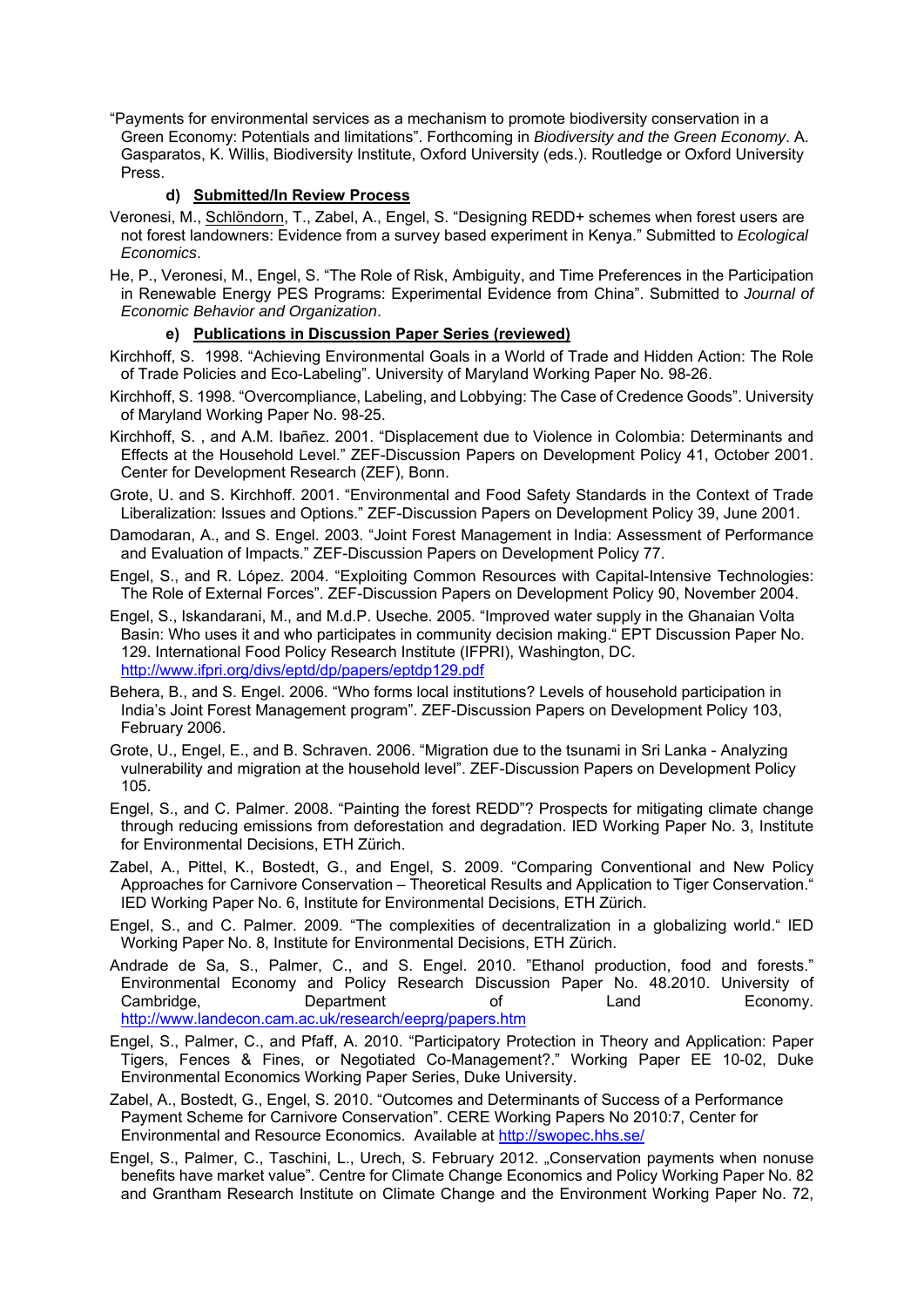"Payments for environmental services as a mechanism to promote biodiversity conservation in a Green Economy: Potentials and limitations". Forthcoming in *Biodiversity and the Green Economy*. A. Gasparatos, K. Willis, Biodiversity Institute, Oxford University (eds.). Routledge or Oxford University Press.

#### d) Submitted/In Review Process

Veronesi, M., Schlöndorn, T., Zabel, A., Engel, S. "Designing REDD+ schemes when forest users are not forest landowners: Evidence from a survey based experiment in Kenya." Submitted to *Ecological Economics*.

He, P., Veronesi, M., Engel, S. "The Role of Risk, Ambiguity, and Time Preferences in the Participation in Renewable Energy PES Programs: Experimental Evidence from China". Submitted to *Journal of Economic Behavior and Organization*.

#### e) Publications in Discussion Paper Series (reviewed)

Kirchhoff, S. 1998. "Achieving Environmental Goals in a World of Trade and Hidden Action: The Role of Trade Policies and Eco-Labeling". University of Maryland Working Paper No. 98-26.

Kirchhoff, S. 1998. "Overcompliance, Labeling, and Lobbying: The Case of Credence Goods". University of Maryland Working Paper No. 98-25.

Kirchhoff, S. , and A.M. Ibañez. 2001. "Displacement due to Violence in Colombia: Determinants and Effects at the Household Level." ZEF-Discussion Papers on Development Policy 41, October 2001. Center for Development Research (ZEF), Bonn.

Grote, U. and S. Kirchhoff. 2001. "Environmental and Food Safety Standards in the Context of Trade Liberalization: Issues and Options." ZEF-Discussion Papers on Development Policy 39, June 2001.

Damodaran, A., and S. Engel. 2003. "Joint Forest Management in India: Assessment of Performance and Evaluation of Impacts." ZEF-Discussion Papers on Development Policy 77.

Engel, S., and R. López. 2004. "Exploiting Common Resources with Capital-Intensive Technologies: The Role of External Forces". ZEF-Discussion Papers on Development Policy 90, November 2004.

Engel, S., Iskandarani, M., and M.d.P. Useche. 2005. "Improved water supply in the Ghanaian Volta Basin: Who uses it and who participates in community decision making." EPT Discussion Paper No. 129. International Food Policy Research Institute (IFPRI), Washington, DC. http://www.ifpri.org/divs/eptd/dp/papers/eptdp129.pdf

Behera, B., and S. Engel. 2006. "Who forms local institutions? Levels of household participation in India's Joint Forest Management program". ZEF-Discussion Papers on Development Policy 103, February 2006.

Grote, U., Engel, E., and B. Schraven. 2006. "Migration due to the tsunami in Sri Lanka - Analyzing vulnerability and migration at the household level". ZEF-Discussion Papers on Development Policy 105.

Engel, S., and C. Palmer. 2008. "Painting the forest REDD"? Prospects for mitigating climate change through reducing emissions from deforestation and degradation. IED Working Paper No. 3, Institute for Environmental Decisions, ETH Zürich.

Zabel, A., Pittel, K., Bostedt, G., and Engel, S. 2009. "Comparing Conventional and New Policy Approaches for Carnivore Conservation – Theoretical Results and Application to Tiger Conservation." IED Working Paper No. 6, Institute for Environmental Decisions, ETH Zürich.

Engel, S., and C. Palmer. 2009. "The complexities of decentralization in a globalizing world." IED Working Paper No. 8, Institute for Environmental Decisions, ETH Zürich.

Andrade de Sa, S., Palmer, C., and S. Engel. 2010. "Ethanol production, food and forests." Environmental Economy and Policy Research Discussion Paper No. 48.2010. University of Cambridge, Department of Land Economy. http://www.landecon.cam.ac.uk/research/eeprg/papers.htm

Engel, S., Palmer, C., and Pfaff, A. 2010. "Participatory Protection in Theory and Application: Paper Tigers, Fences & Fines, or Negotiated Co-Management?." Working Paper EE 10-02, Duke Environmental Economics Working Paper Series, Duke University.

Zabel, A., Bostedt, G., Engel, S. 2010. "Outcomes and Determinants of Success of a Performance Payment Scheme for Carnivore Conservation". CERE Working Papers No 2010:7, Center for Environmental and Resource Economics. Available at http://swopec.hhs.se/

Engel, S., Palmer, C., Taschini, L., Urech, S. February 2012. „Conservation payments when nonuse benefits have market value". Centre for Climate Change Economics and Policy Working Paper No. 82 and Grantham Research Institute on Climate Change and the Environment Working Paper No. 72,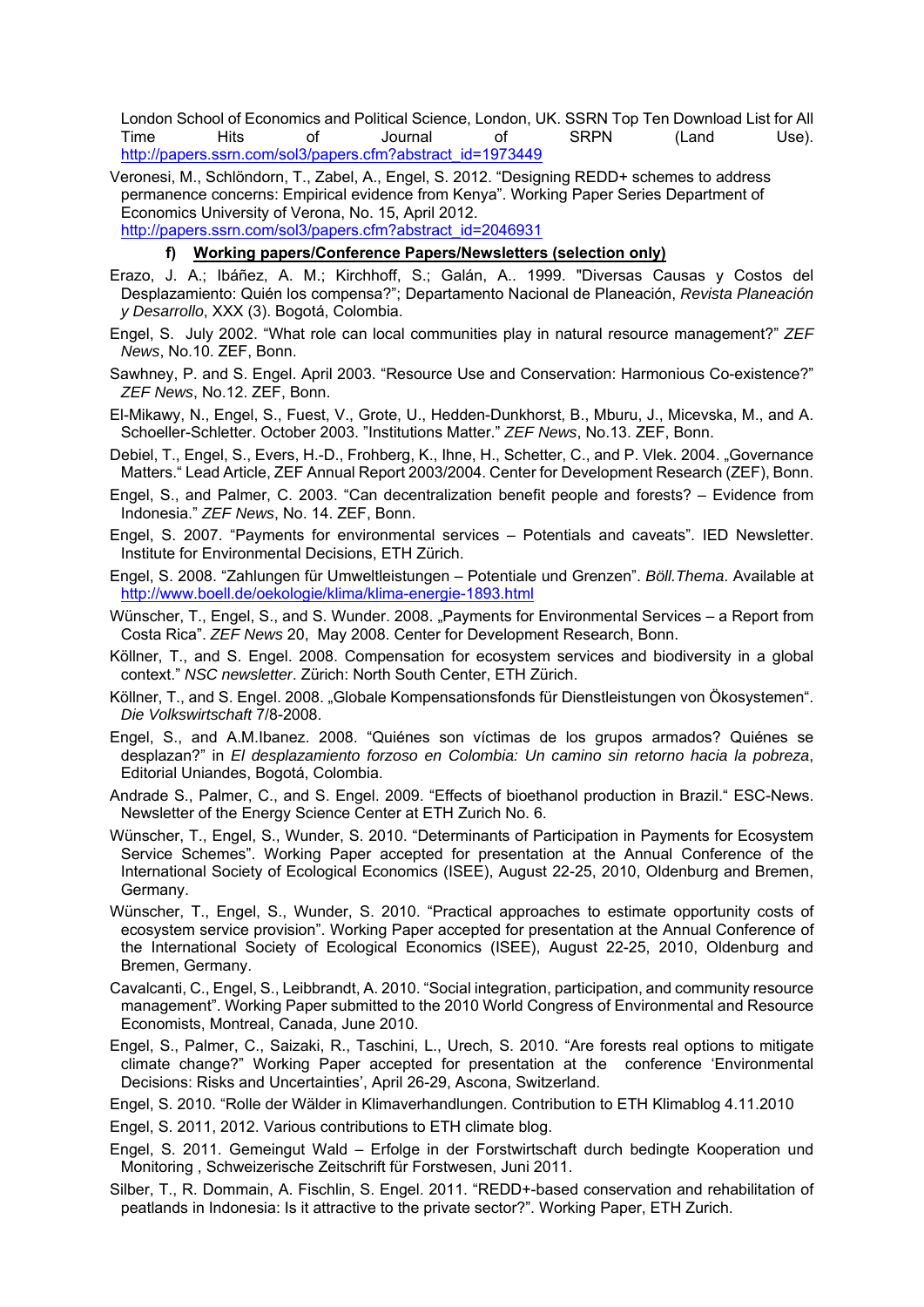London School of Economics and Political Science, London, UK. SSRN Top Ten Download List for All Time Hits of Journal of SRPN (Land Use). http://papers.ssrn.com/sol3/papers.cfm?abstract_id=1973449

Veronesi, M., Schlöndorn, T., Zabel, A., Engel, S. 2012. "Designing REDD+ schemes to address permanence concerns: Empirical evidence from Kenya". Working Paper Series Department of Economics University of Verona, No. 15, April 2012. http://papers.ssrn.com/sol3/papers.cfm?abstract_id=2046931

**f) Working papers/Conference Papers/Newsletters (selection only)**

Erazo, J. A.; Ibáñez, A. M.; Kirchhoff, S.; Galán, A.. 1999. "Diversas Causas y Costos del Desplazamiento: Quién los compensa?"; Departamento Nacional de Planeación, *Revista Planeación y Desarrollo*, XXX (3). Bogotá, Colombia.

Engel, S. July 2002. "What role can local communities play in natural resource management?" *ZEF News*, No.10. ZEF, Bonn.

Sawhney, P. and S. Engel. April 2003. "Resource Use and Conservation: Harmonious Co-existence?" *ZEF News*, No.12. ZEF, Bonn.

El-Mikawy, N., Engel, S., Fuest, V., Grote, U., Hedden-Dunkhorst, B., Mburu, J., Micevska, M., and A. Schoeller-Schletter. October 2003. "Institutions Matter." *ZEF News*, No.13. ZEF, Bonn.

Debiel, T., Engel, S., Evers, H.-D., Frohberg, K., Ihne, H., Schetter, C., and P. Vlek. 2004. „Governance Matters." Lead Article, ZEF Annual Report 2003/2004. Center for Development Research (ZEF), Bonn.

Engel, S., and Palmer, C. 2003. "Can decentralization benefit people and forests? – Evidence from Indonesia." *ZEF News*, No. 14. ZEF, Bonn.

Engel, S. 2007. "Payments for environmental services – Potentials and caveats". IED Newsletter. Institute for Environmental Decisions, ETH Zürich.

Engel, S. 2008. "Zahlungen für Umweltleistungen – Potentiale und Grenzen". *Böll.Thema*. Available at http://www.boell.de/oekologie/klima/klima-energie-1893.html

Wünscher, T., Engel, S., and S. Wunder. 2008. „Payments for Environmental Services – a Report from Costa Rica". *ZEF News* 20, May 2008. Center for Development Research, Bonn.

Köllner, T., and S. Engel. 2008. Compensation for ecosystem services and biodiversity in a global context." *NSC newsletter*. Zürich: North South Center, ETH Zürich.

Köllner, T., and S. Engel. 2008. „Globale Kompensationsfonds für Dienstleistungen von Ökosystemen". *Die Volkswirtschaft* 7/8-2008.

Engel, S., and A.M.Ibanez. 2008. "Quiénes son víctimas de los grupos armados? Quiénes se desplazan?" in *El desplazamiento forzoso en Colombia: Un camino sin retorno hacia la pobreza*, Editorial Uniandes, Bogotá, Colombia.

Andrade S., Palmer, C., and S. Engel. 2009. "Effects of bioethanol production in Brazil." ESC-News. Newsletter of the Energy Science Center at ETH Zurich No. 6.

Wünscher, T., Engel, S., Wunder, S. 2010. "Determinants of Participation in Payments for Ecosystem Service Schemes". Working Paper accepted for presentation at the Annual Conference of the International Society of Ecological Economics (ISEE), August 22-25, 2010, Oldenburg and Bremen, Germany.

Wünscher, T., Engel, S., Wunder, S. 2010. "Practical approaches to estimate opportunity costs of ecosystem service provision". Working Paper accepted for presentation at the Annual Conference of the International Society of Ecological Economics (ISEE), August 22-25, 2010, Oldenburg and Bremen, Germany.

Cavalcanti, C., Engel, S., Leibbrandt, A. 2010. "Social integration, participation, and community resource management". Working Paper submitted to the 2010 World Congress of Environmental and Resource Economists, Montreal, Canada, June 2010.

Engel, S., Palmer, C., Saizaki, R., Taschini, L., Urech, S. 2010. "Are forests real options to mitigate climate change?" Working Paper accepted for presentation at the conference 'Environmental Decisions: Risks and Uncertainties', April 26-29, Ascona, Switzerland.

Engel, S. 2010. "Rolle der Wälder in Klimaverhandlungen. Contribution to ETH Klimablog 4.11.2010

Engel, S. 2011, 2012. Various contributions to ETH climate blog.

Engel, S. 2011. Gemeingut Wald – Erfolge in der Forstwirtschaft durch bedingte Kooperation und Monitoring , Schweizerische Zeitschrift für Forstwesen, Juni 2011.

Silber, T., R. Dommain, A. Fischlin, S. Engel. 2011. "REDD+-based conservation and rehabilitation of peatlands in Indonesia: Is it attractive to the private sector?". Working Paper, ETH Zurich.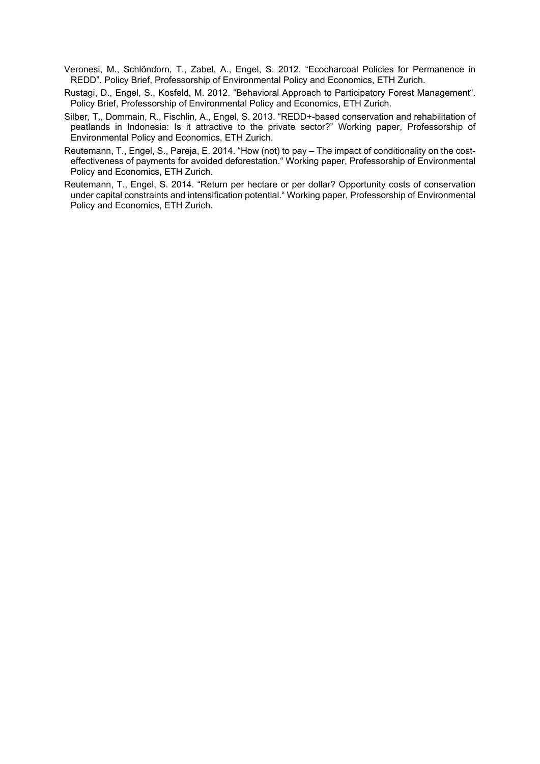Veronesi, M., Schlöndorn, T., Zabel, A., Engel, S. 2012. “Ecocharcoal Policies for Permanence in REDD”. Policy Brief, Professorship of Environmental Policy and Economics, ETH Zurich.

Rustagi, D., Engel, S., Kosfeld, M. 2012. “Behavioral Approach to Participatory Forest Management“. Policy Brief, Professorship of Environmental Policy and Economics, ETH Zurich.

<u>Silber</u>, T., Dommain, R., Fischlin, A., Engel, S. 2013. “REDD+-based conservation and rehabilitation of peatlands in Indonesia: Is it attractive to the private sector?” Working paper, Professorship of Environmental Policy and Economics, ETH Zurich.

Reutemann, T., Engel, S., Pareja, E. 2014. “How (not) to pay – The impact of conditionality on the cost-effectiveness of payments for avoided deforestation.“ Working paper, Professorship of Environmental Policy and Economics, ETH Zurich.

Reutemann, T., Engel, S. 2014. “Return per hectare or per dollar? Opportunity costs of conservation under capital constraints and intensification potential.“ Working paper, Professorship of Environmental Policy and Economics, ETH Zurich.